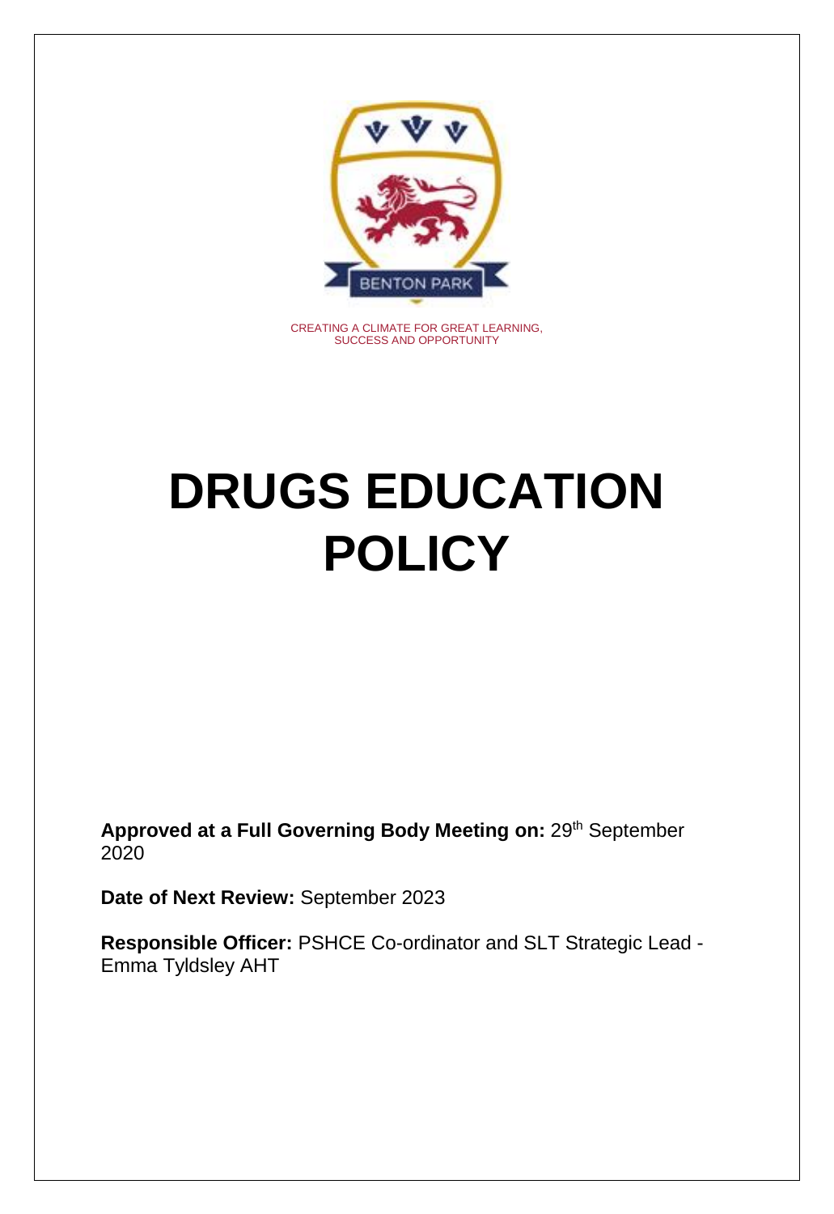BENTON PARK

CREATING A CLIMATE FOR GREAT LEARNING, SUCCESS AND OPPORTUNITY

# DRUGS EDUCATION POLICY

**Approved at a Full Governing Body Meeting on:** 29th September 2020

**Date of Next Review:** September 2023

**Responsible Officer:** PSHCE Co-ordinator and SLT Strategic Lead - Emma Tyldsley AHT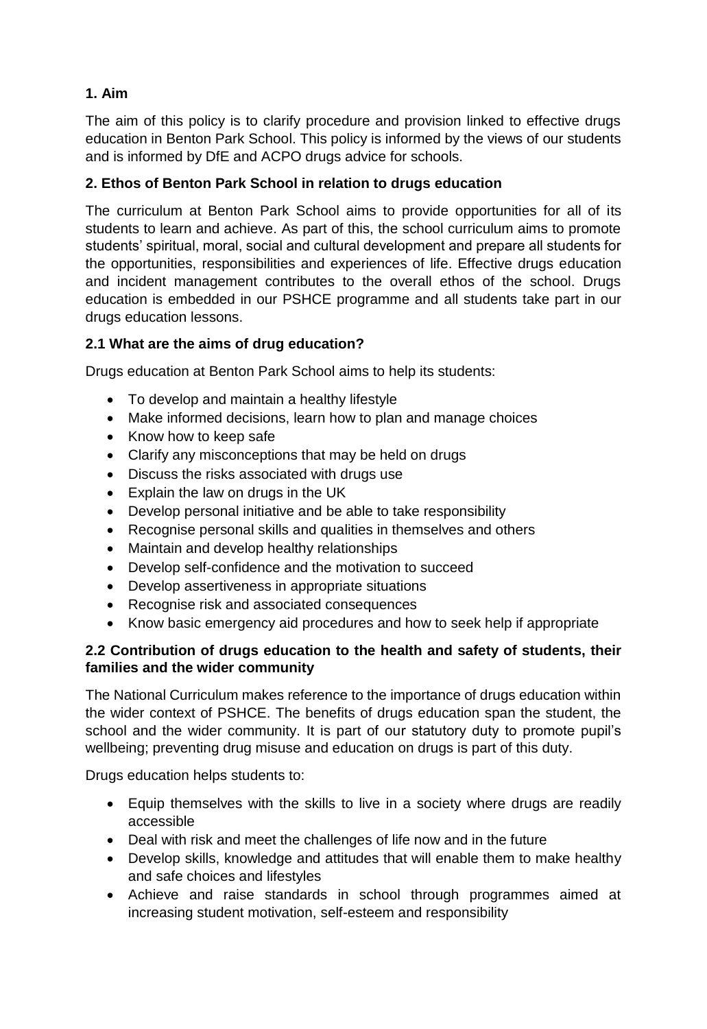## 1. Aim

The aim of this policy is to clarify procedure and provision linked to effective drugs education in Benton Park School. This policy is informed by the views of our students and is informed by DfE and ACPO drugs advice for schools.

## 2. Ethos of Benton Park School in relation to drugs education

The curriculum at Benton Park School aims to provide opportunities for all of its students to learn and achieve. As part of this, the school curriculum aims to promote students' spiritual, moral, social and cultural development and prepare all students for the opportunities, responsibilities and experiences of life. Effective drugs education and incident management contributes to the overall ethos of the school. Drugs education is embedded in our PSHCE programme and all students take part in our drugs education lessons.

### 2.1 What are the aims of drug education?

Drugs education at Benton Park School aims to help its students:

- To develop and maintain a healthy lifestyle
- Make informed decisions, learn how to plan and manage choices
- Know how to keep safe
- Clarify any misconceptions that may be held on drugs
- Discuss the risks associated with drugs use
- Explain the law on drugs in the UK
- Develop personal initiative and be able to take responsibility
- Recognise personal skills and qualities in themselves and others
- Maintain and develop healthy relationships
- Develop self-confidence and the motivation to succeed
- Develop assertiveness in appropriate situations
- Recognise risk and associated consequences
- Know basic emergency aid procedures and how to seek help if appropriate

### 2.2 Contribution of drugs education to the health and safety of students, their families and the wider community

The National Curriculum makes reference to the importance of drugs education within the wider context of PSHCE. The benefits of drugs education span the student, the school and the wider community. It is part of our statutory duty to promote pupil's wellbeing; preventing drug misuse and education on drugs is part of this duty.

Drugs education helps students to:

- Equip themselves with the skills to live in a society where drugs are readily accessible
- Deal with risk and meet the challenges of life now and in the future
- Develop skills, knowledge and attitudes that will enable them to make healthy and safe choices and lifestyles
- Achieve and raise standards in school through programmes aimed at increasing student motivation, self-esteem and responsibility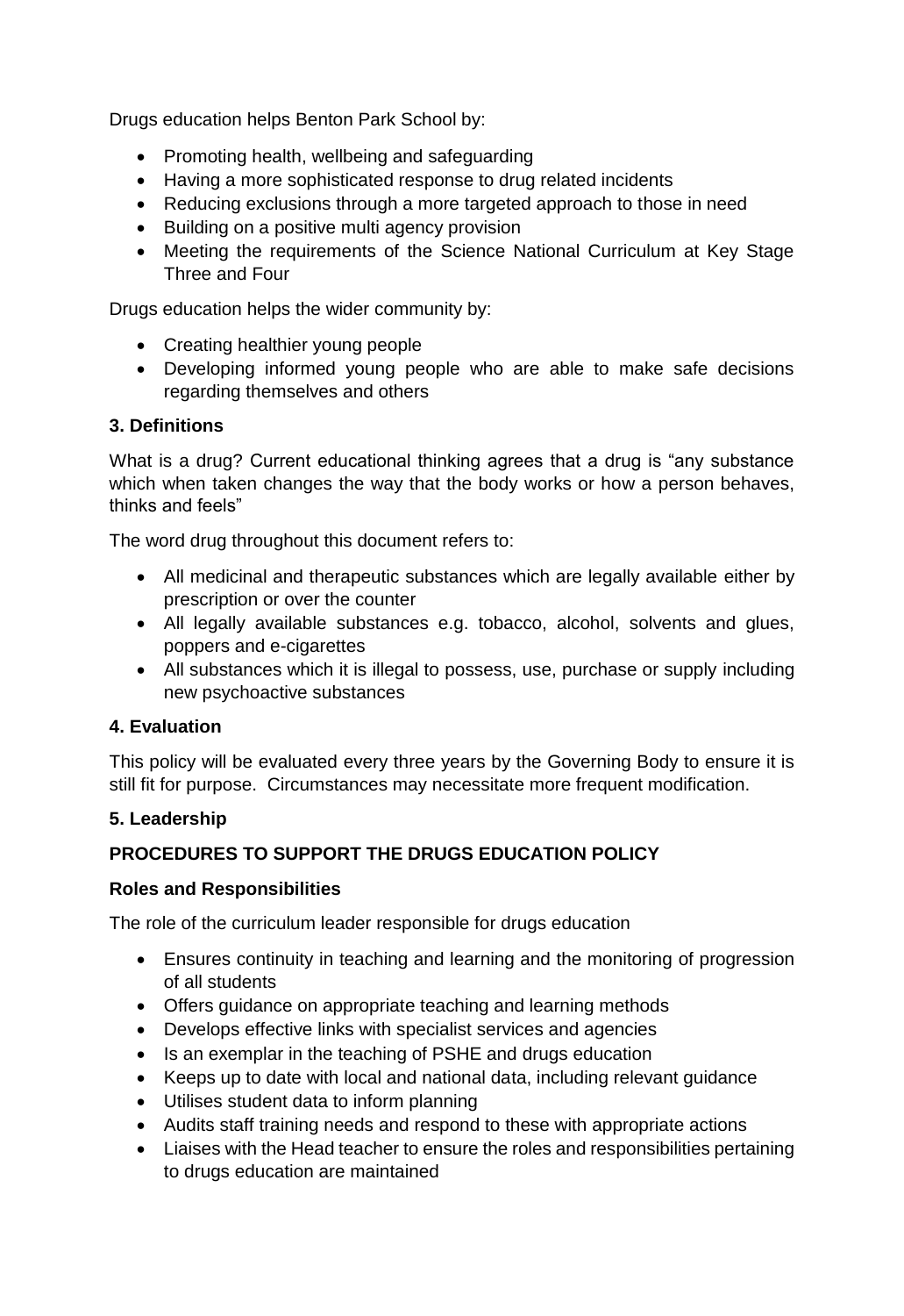Drugs education helps Benton Park School by:

- Promoting health, wellbeing and safeguarding
- Having a more sophisticated response to drug related incidents
- Reducing exclusions through a more targeted approach to those in need
- Building on a positive multi agency provision
- Meeting the requirements of the Science National Curriculum at Key Stage Three and Four

Drugs education helps the wider community by:

- Creating healthier young people
- Developing informed young people who are able to make safe decisions regarding themselves and others

### 3. Definitions

What is a drug? Current educational thinking agrees that a drug is "any substance which when taken changes the way that the body works or how a person behaves, thinks and feels"

The word drug throughout this document refers to:

- All medicinal and therapeutic substances which are legally available either by prescription or over the counter
- All legally available substances e.g. tobacco, alcohol, solvents and glues, poppers and e-cigarettes
- All substances which it is illegal to possess, use, purchase or supply including new psychoactive substances

### 4. Evaluation

This policy will be evaluated every three years by the Governing Body to ensure it is still fit for purpose. Circumstances may necessitate more frequent modification.

### 5. Leadership

### PROCEDURES TO SUPPORT THE DRUGS EDUCATION POLICY

#### Roles and Responsibilities

The role of the curriculum leader responsible for drugs education

- Ensures continuity in teaching and learning and the monitoring of progression of all students
- Offers guidance on appropriate teaching and learning methods
- Develops effective links with specialist services and agencies
- Is an exemplar in the teaching of PSHE and drugs education
- Keeps up to date with local and national data, including relevant guidance
- Utilises student data to inform planning
- Audits staff training needs and respond to these with appropriate actions
- Liaises with the Head teacher to ensure the roles and responsibilities pertaining to drugs education are maintained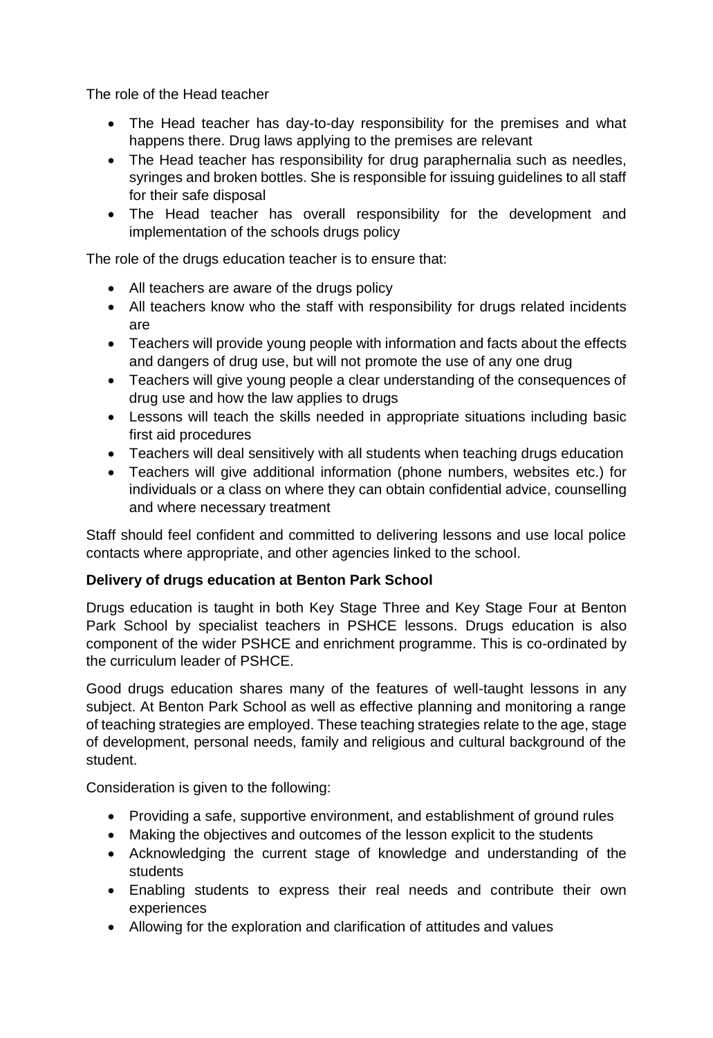The role of the Head teacher

- The Head teacher has day-to-day responsibility for the premises and what happens there. Drug laws applying to the premises are relevant
- The Head teacher has responsibility for drug paraphernalia such as needles, syringes and broken bottles. She is responsible for issuing guidelines to all staff for their safe disposal
- The Head teacher has overall responsibility for the development and implementation of the schools drugs policy

The role of the drugs education teacher is to ensure that:

- All teachers are aware of the drugs policy
- All teachers know who the staff with responsibility for drugs related incidents are
- Teachers will provide young people with information and facts about the effects and dangers of drug use, but will not promote the use of any one drug
- Teachers will give young people a clear understanding of the consequences of drug use and how the law applies to drugs
- Lessons will teach the skills needed in appropriate situations including basic first aid procedures
- Teachers will deal sensitively with all students when teaching drugs education
- Teachers will give additional information (phone numbers, websites etc.) for individuals or a class on where they can obtain confidential advice, counselling and where necessary treatment

Staff should feel confident and committed to delivering lessons and use local police contacts where appropriate, and other agencies linked to the school.

**Delivery of drugs education at Benton Park School**

Drugs education is taught in both Key Stage Three and Key Stage Four at Benton Park School by specialist teachers in PSHCE lessons. Drugs education is also component of the wider PSHCE and enrichment programme. This is co-ordinated by the curriculum leader of PSHCE.

Good drugs education shares many of the features of well-taught lessons in any subject. At Benton Park School as well as effective planning and monitoring a range of teaching strategies are employed. These teaching strategies relate to the age, stage of development, personal needs, family and religious and cultural background of the student.

Consideration is given to the following:

- Providing a safe, supportive environment, and establishment of ground rules
- Making the objectives and outcomes of the lesson explicit to the students
- Acknowledging the current stage of knowledge and understanding of the students
- Enabling students to express their real needs and contribute their own experiences
- Allowing for the exploration and clarification of attitudes and values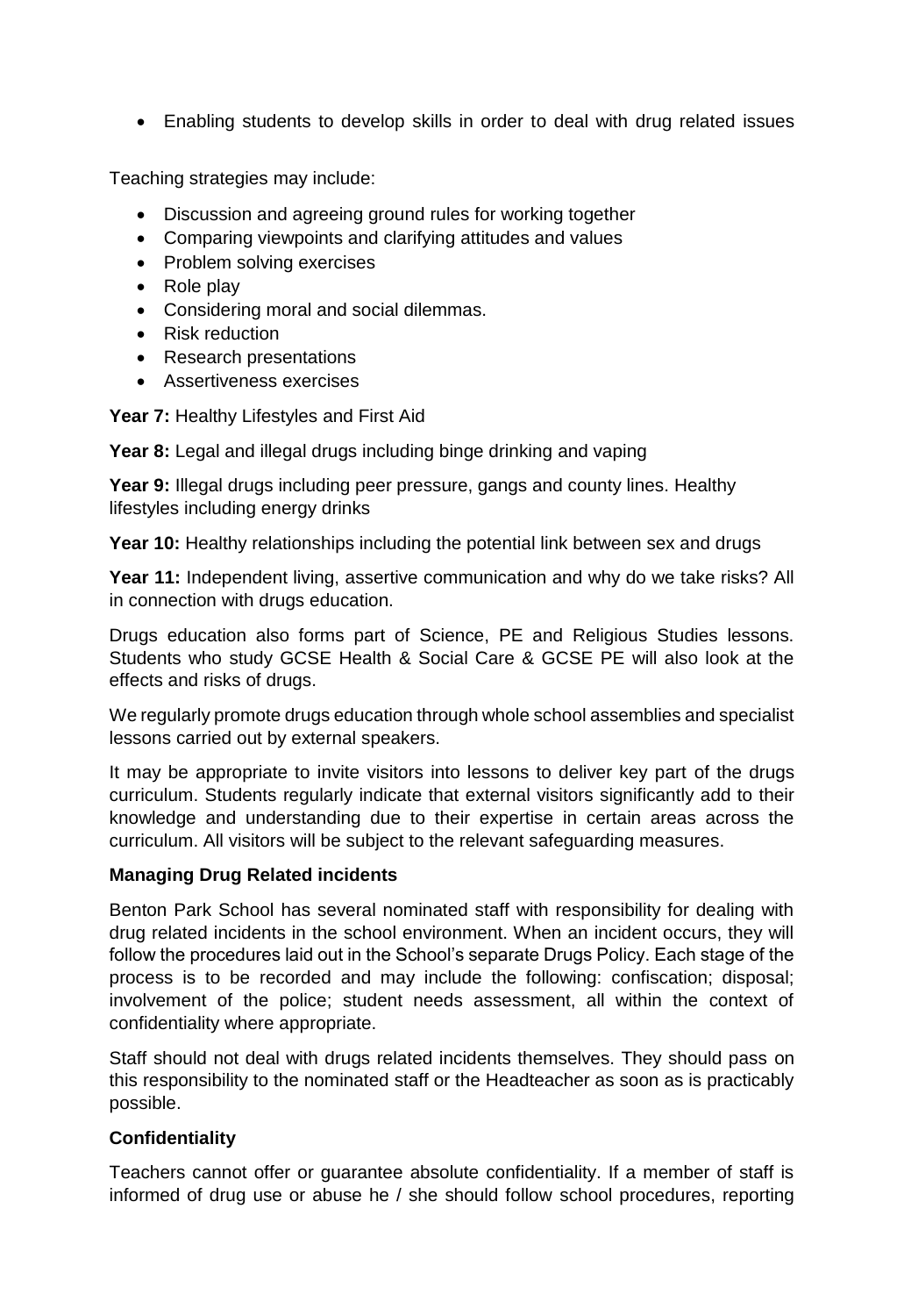- Enabling students to develop skills in order to deal with drug related issues

Teaching strategies may include:

- Discussion and agreeing ground rules for working together
- Comparing viewpoints and clarifying attitudes and values
- Problem solving exercises
- Role play
- Considering moral and social dilemmas.
- Risk reduction
- Research presentations
- Assertiveness exercises

**Year 7:** Healthy Lifestyles and First Aid

**Year 8:** Legal and illegal drugs including binge drinking and vaping

**Year 9:** Illegal drugs including peer pressure, gangs and county lines. Healthy lifestyles including energy drinks

**Year 10:** Healthy relationships including the potential link between sex and drugs

**Year 11:** Independent living, assertive communication and why do we take risks? All in connection with drugs education.

Drugs education also forms part of Science, PE and Religious Studies lessons. Students who study GCSE Health & Social Care & GCSE PE will also look at the effects and risks of drugs.

We regularly promote drugs education through whole school assemblies and specialist lessons carried out by external speakers.

It may be appropriate to invite visitors into lessons to deliver key part of the drugs curriculum. Students regularly indicate that external visitors significantly add to their knowledge and understanding due to their expertise in certain areas across the curriculum. All visitors will be subject to the relevant safeguarding measures.

**Managing Drug Related incidents**

Benton Park School has several nominated staff with responsibility for dealing with drug related incidents in the school environment. When an incident occurs, they will follow the procedures laid out in the School's separate Drugs Policy. Each stage of the process is to be recorded and may include the following: confiscation; disposal; involvement of the police; student needs assessment, all within the context of confidentiality where appropriate.

Staff should not deal with drugs related incidents themselves. They should pass on this responsibility to the nominated staff or the Headteacher as soon as is practicably possible.

**Confidentiality**

Teachers cannot offer or guarantee absolute confidentiality. If a member of staff is informed of drug use or abuse he / she should follow school procedures, reporting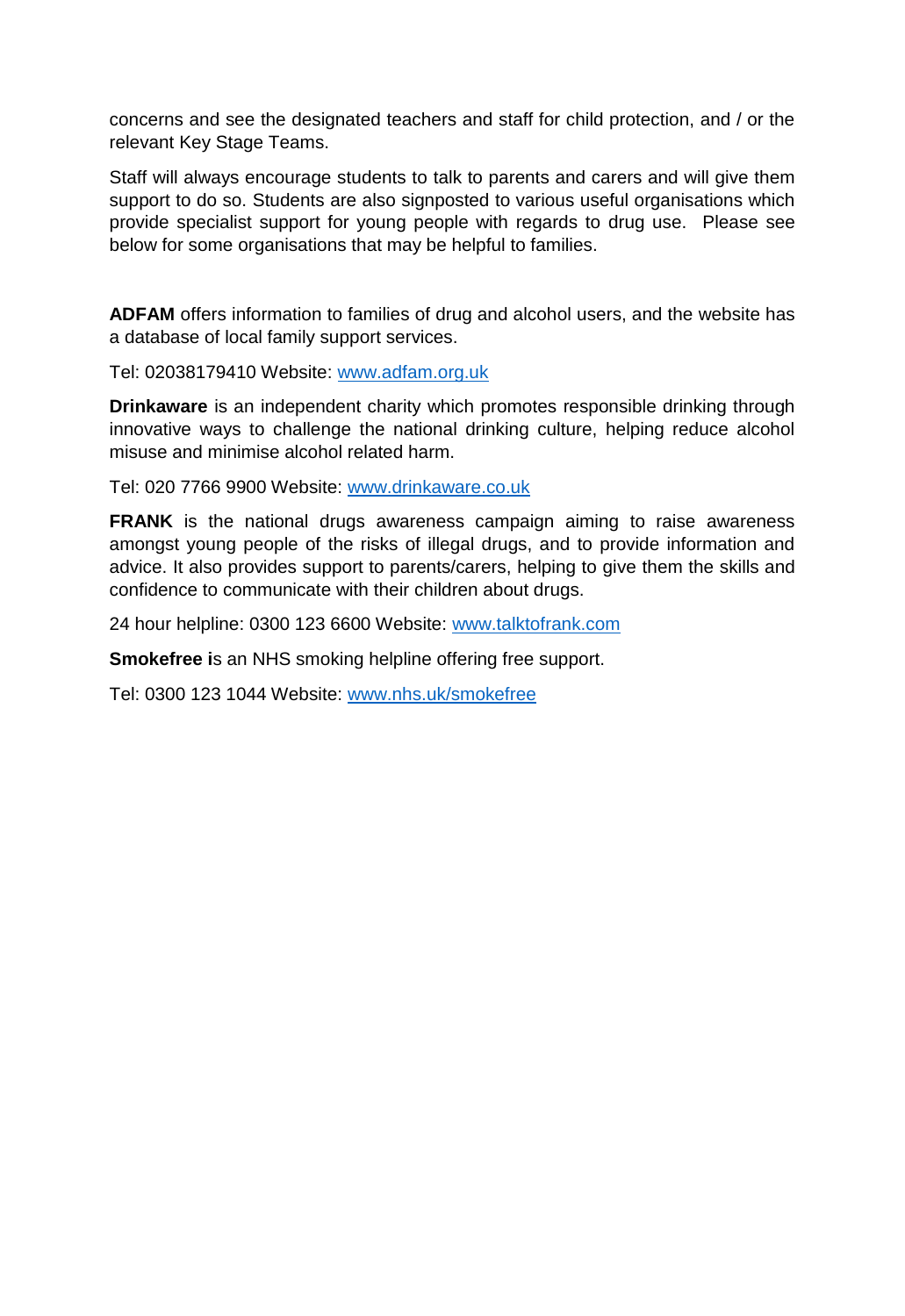concerns and see the designated teachers and staff for child protection, and / or the relevant Key Stage Teams.

Staff will always encourage students to talk to parents and carers and will give them support to do so. Students are also signposted to various useful organisations which provide specialist support for young people with regards to drug use. Please see below for some organisations that may be helpful to families.

**ADFAM** offers information to families of drug and alcohol users, and the website has a database of local family support services.

Tel: 02038179410 Website: www.adfam.org.uk

**Drinkaware** is an independent charity which promotes responsible drinking through innovative ways to challenge the national drinking culture, helping reduce alcohol misuse and minimise alcohol related harm.

Tel: 020 7766 9900 Website: www.drinkaware.co.uk

**FRANK** is the national drugs awareness campaign aiming to raise awareness amongst young people of the risks of illegal drugs, and to provide information and advice. It also provides support to parents/carers, helping to give them the skills and confidence to communicate with their children about drugs.

24 hour helpline: 0300 123 6600 Website: www.talktofrank.com

**Smokefree i**s an NHS smoking helpline offering free support.

Tel: 0300 123 1044 Website: www.nhs.uk/smokefree